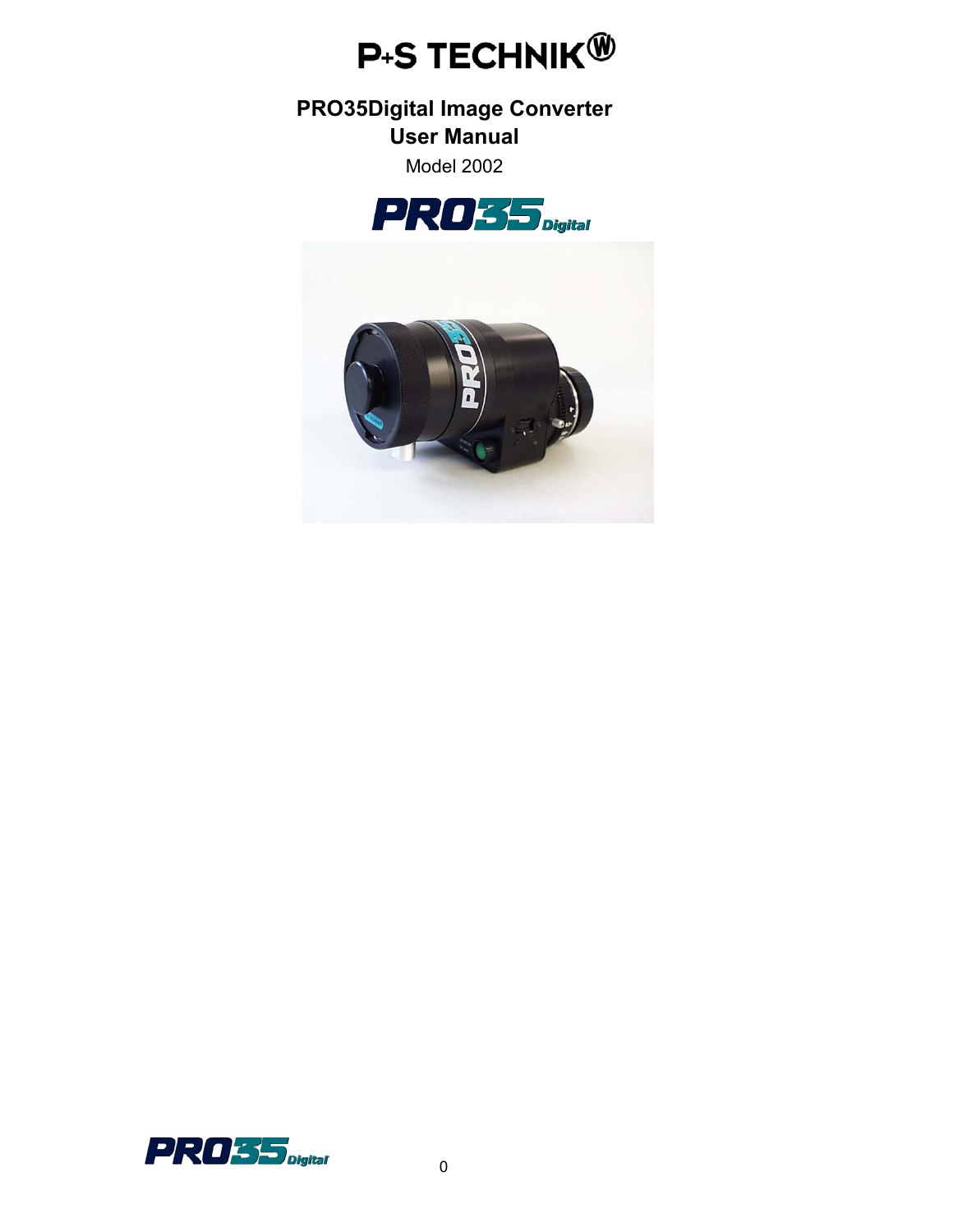# P+S TECHNIK

## PRO35Digital Image Converter
## User Manual

Model 2002

PRO35 Digital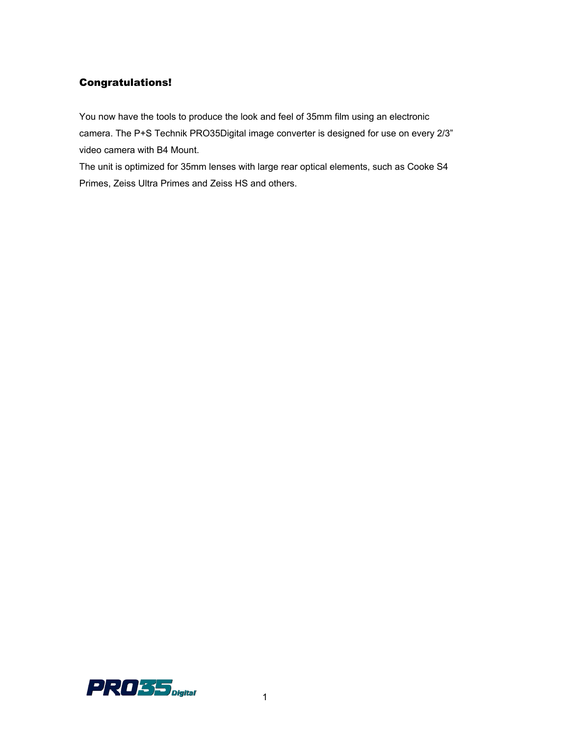## Congratulations!

You now have the tools to produce the look and feel of 35mm film using an electronic camera. The P+S Technik PRO35Digital image converter is designed for use on every 2/3" video camera with B4 Mount.
The unit is optimized for 35mm lenses with large rear optical elements, such as Cooke S4 Primes, Zeiss Ultra Primes and Zeiss HS and others.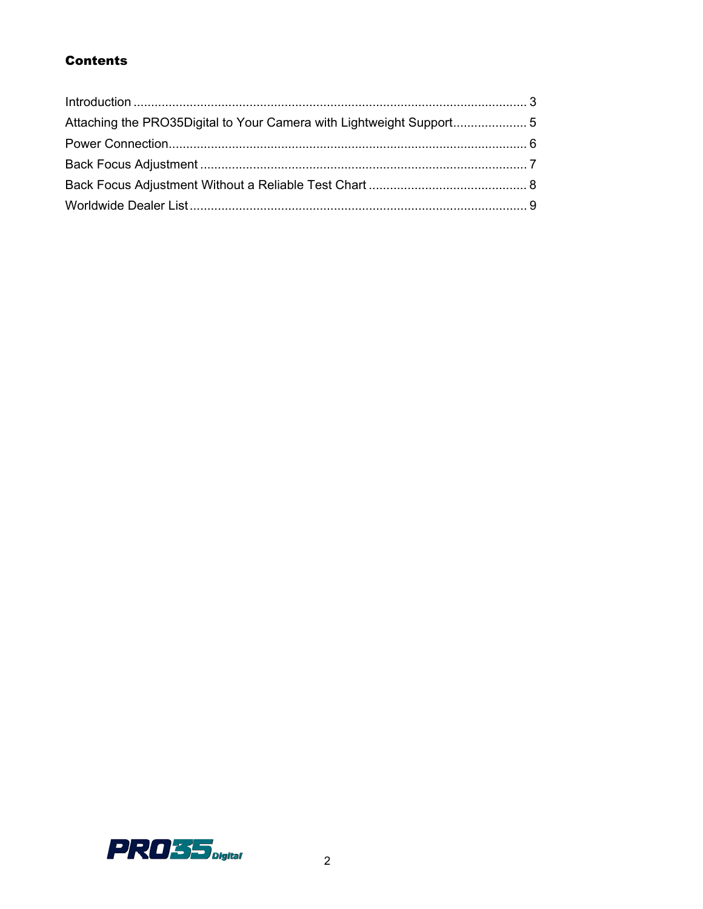# Contents

Introduction ................................................................................................................ 3

Attaching the PRO35Digital to Your Camera with Lightweight Support..................... 5

Power Connection...................................................................................................... 6

Back Focus Adjustment ............................................................................................. 7

Back Focus Adjustment Without a Reliable Test Chart ............................................. 8

Worldwide Dealer List ................................................................................................ 9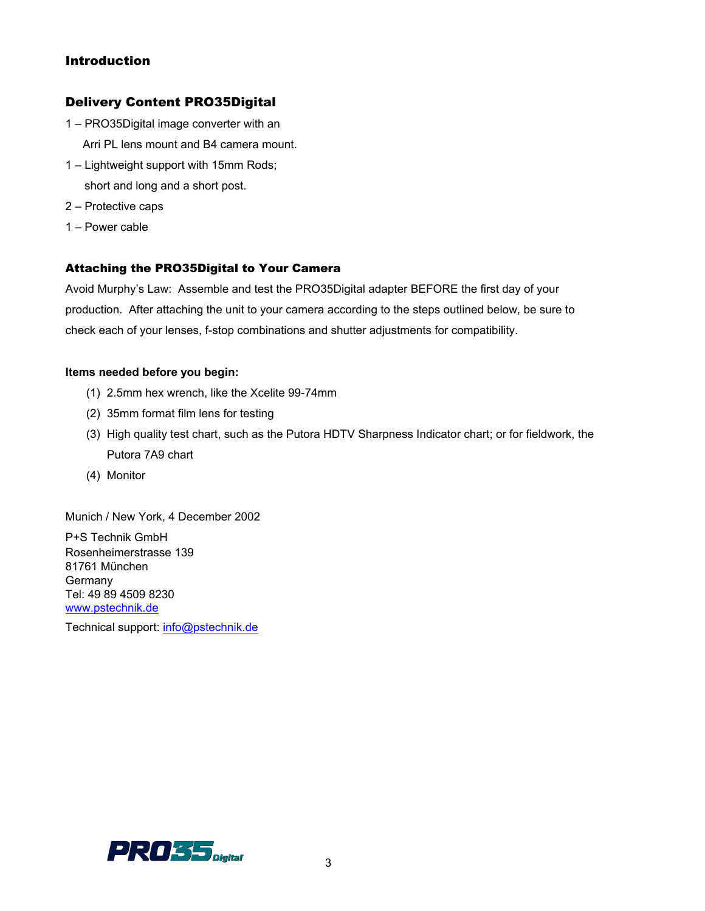## Introduction

### Delivery Content PRO35Digital

1 – PRO35Digital image converter with an
Arri PL lens mount and B4 camera mount.

1 – Lightweight support with 15mm Rods;
short and long and a short post.

2 – Protective caps

1 – Power cable

### Attaching the PRO35Digital to Your Camera

Avoid Murphy's Law: Assemble and test the PRO35Digital adapter BEFORE the first day of your production. After attaching the unit to your camera according to the steps outlined below, be sure to check each of your lenses, f-stop combinations and shutter adjustments for compatibility.

**Items needed before you begin:**

(1) 2.5mm hex wrench, like the Xcelite 99-74mm

(2) 35mm format film lens for testing

(3) High quality test chart, such as the Putora HDTV Sharpness Indicator chart; or for fieldwork, the Putora 7A9 chart

(4) Monitor

Munich / New York, 4 December 2002

P+S Technik GmbH
Rosenheimerstrasse 139
81761 München
Germany
Tel: 49 89 4509 8230
www.pstechnik.de

Technical support: info@pstechnik.de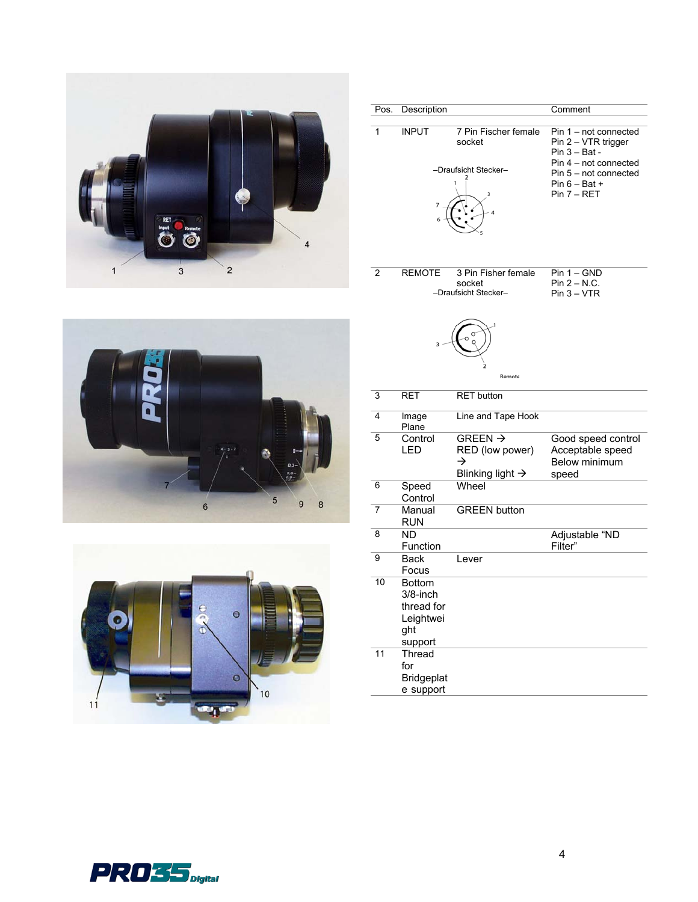| Pos. | Description | | Comment |
|---|---|---|---|
| 1 | INPUT | 7 Pin Fischer female socket<br><br>–Draufsicht Stecker– | Pin 1 – not connected<br>Pin 2 – VTR trigger<br>Pin 3 – Bat -<br>Pin 4 – not connected<br>Pin 5 – not connected<br>Pin 6 – Bat +<br>Pin 7 – RET |
| 2 | REMOTE | 3 Pin Fisher female socket<br>–Draufsicht Stecker– | Pin 1 – GND<br>Pin 2 – N.C.<br>Pin 3 – VTR |
| 3 | RET | RET button | |
| 4 | Image Plane | Line and Tape Hook | |
| 5 | Control LED | GREEN →<br>RED (low power) →<br>Blinking light → | Good speed control<br>Acceptable speed<br>Below minimum speed |
| 6 | Speed Control | Wheel | |
| 7 | Manual RUN | GREEN button | |
| 8 | ND Function | | Adjustable “ND Filter” |
| 9 | Back Focus | Lever | |
| 10 | Bottom 3/8-inch thread for Leightweight support | | |
| 11 | Thread for Bridgeplate support | | |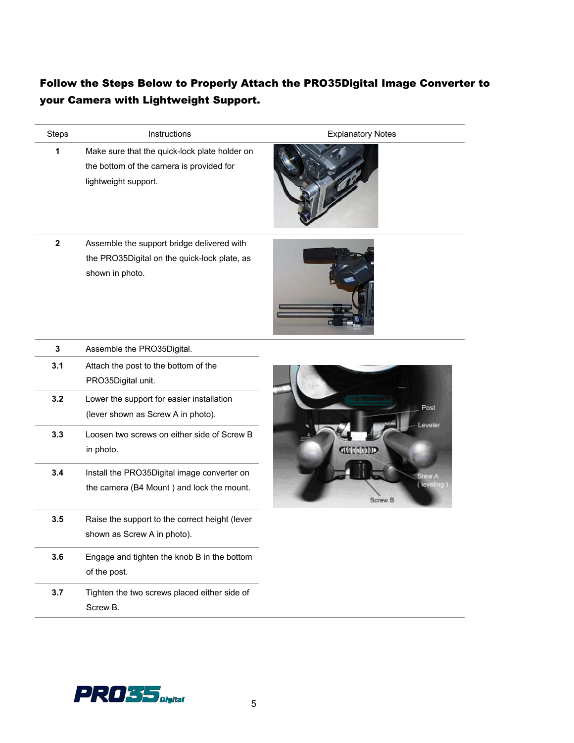## Follow the Steps Below to Properly Attach the PRO35Digital Image Converter to your Camera with Lightweight Support.

| Steps | Instructions | Explanatory Notes |
|---|---|---|
| **1** | Make sure that the quick-lock plate holder on the bottom of the camera is provided for lightweight support. | |
| **2** | Assemble the support bridge delivered with the PRO35Digital on the quick-lock plate, as shown in photo. | |
| **3** | Assemble the PRO35Digital. | |
| **3.1** | Attach the post to the bottom of the PRO35Digital unit. | Post, Leveler, Srew A (leveling), Screw B |
| **3.2** | Lower the support for easier installation (lever shown as Screw A in photo). | |
| **3.3** | Loosen two screws on either side of Screw B in photo. | |
| **3.4** | Install the PRO35Digital image converter on the camera (B4 Mount ) and lock the mount. | |
| **3.5** | Raise the support to the correct height (lever shown as Screw A in photo). | |
| **3.6** | Engage and tighten the knob B in the bottom of the post. | |
| **3.7** | Tighten the two screws placed either side of Screw B. | |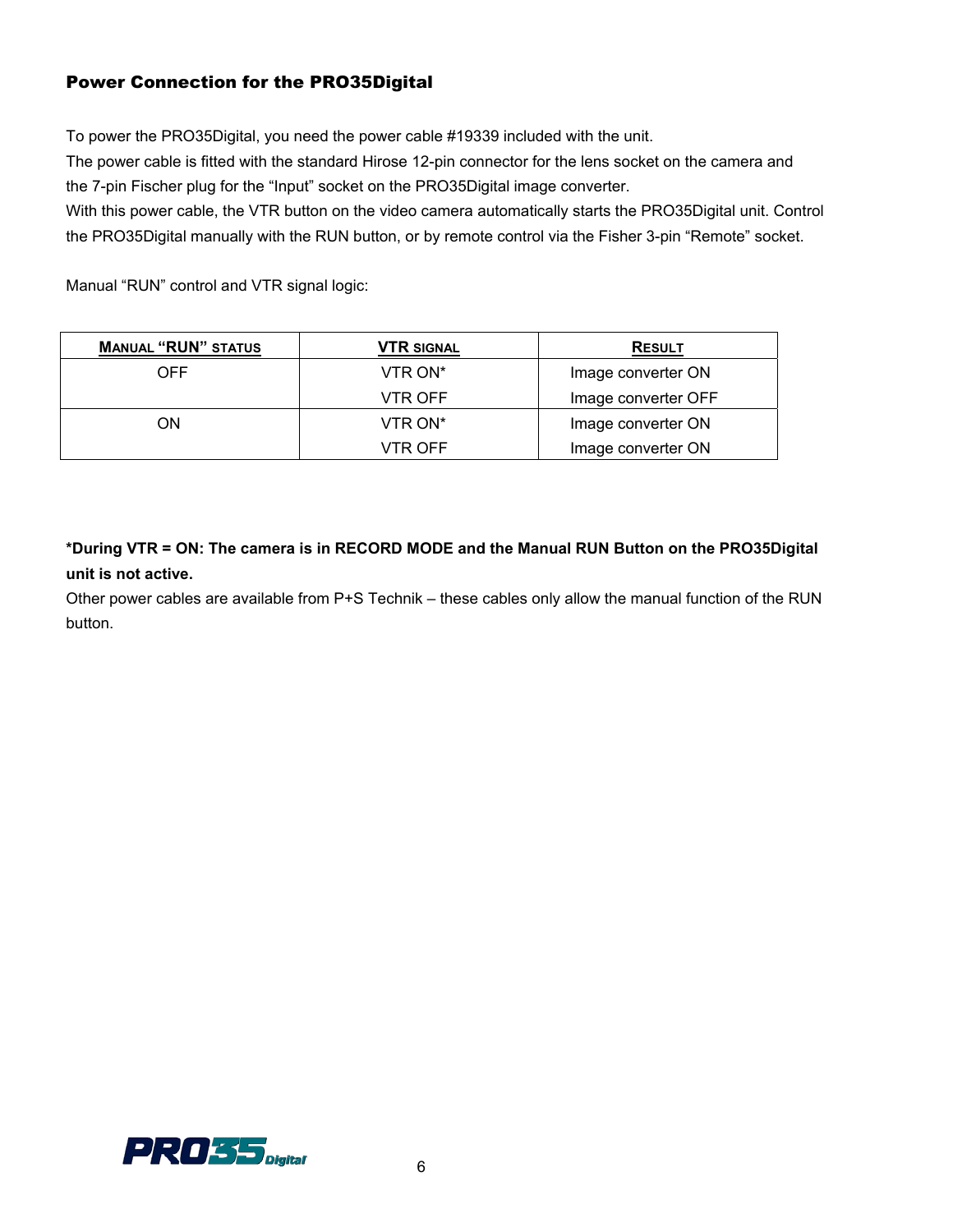## Power Connection for the PRO35Digital

To power the PRO35Digital, you need the power cable #19339 included with the unit.
The power cable is fitted with the standard Hirose 12-pin connector for the lens socket on the camera and the 7-pin Fischer plug for the “Input” socket on the PRO35Digital image converter.
With this power cable, the VTR button on the video camera automatically starts the PRO35Digital unit. Control the PRO35Digital manually with the RUN button, or by remote control via the Fisher 3-pin “Remote” socket.

Manual “RUN” control and VTR signal logic:

| MANUAL “RUN” STATUS | VTR SIGNAL | RESULT |
|---|---|---|
| OFF | VTR ON* | Image converter ON |
| | VTR OFF | Image converter OFF |
| ON | VTR ON* | Image converter ON |
| | VTR OFF | Image converter ON |

**\*During VTR = ON: The camera is in RECORD MODE and the Manual RUN Button on the PRO35Digital unit is not active.**
Other power cables are available from P+S Technik – these cables only allow the manual function of the RUN button.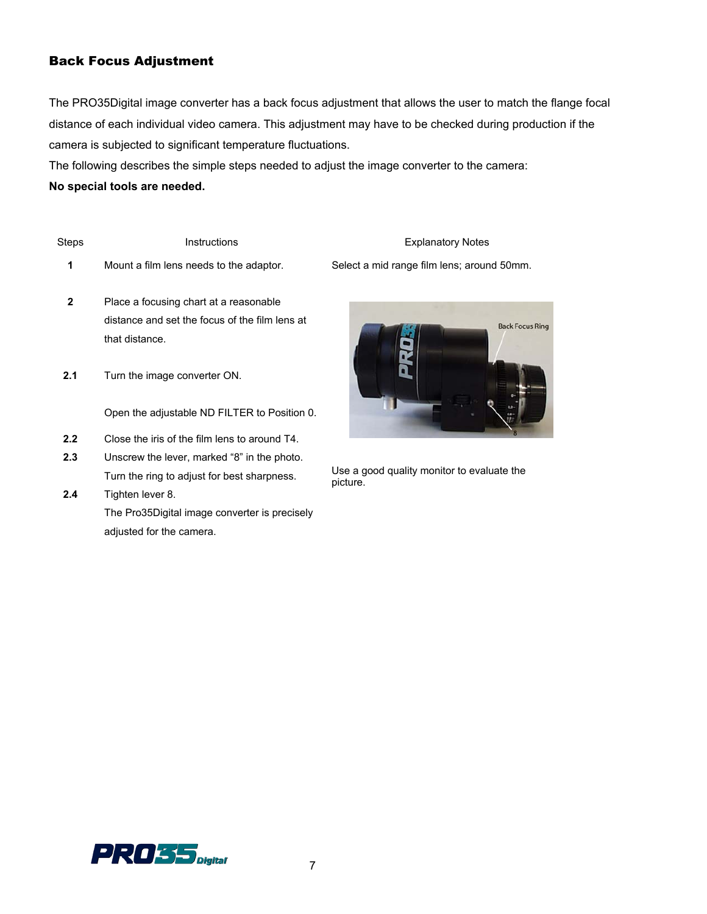## Back Focus Adjustment

The PRO35Digital image converter has a back focus adjustment that allows the user to match the flange focal distance of each individual video camera. This adjustment may have to be checked during production if the camera is subjected to significant temperature fluctuations.

The following describes the simple steps needed to adjust the image converter to the camera:

**No special tools are needed.**

| Steps | Instructions | Explanatory Notes |
|---|---|---|
| **1** | Mount a film lens needs to the adaptor. | Select a mid range film lens; around 50mm. |
| **2** | Place a focusing chart at a reasonable distance and set the focus of the film lens at that distance. | |
| **2.1** | Turn the image converter ON.<br><br>Open the adjustable ND FILTER to Position 0. | |
| **2.2** | Close the iris of the film lens to around T4. | |
| **2.3** | Unscrew the lever, marked “8” in the photo.<br>Turn the ring to adjust for best sharpness. | Use a good quality monitor to evaluate the picture. |
| **2.4** | Tighten lever 8.<br>The Pro35Digital image converter is precisely adjusted for the camera. | |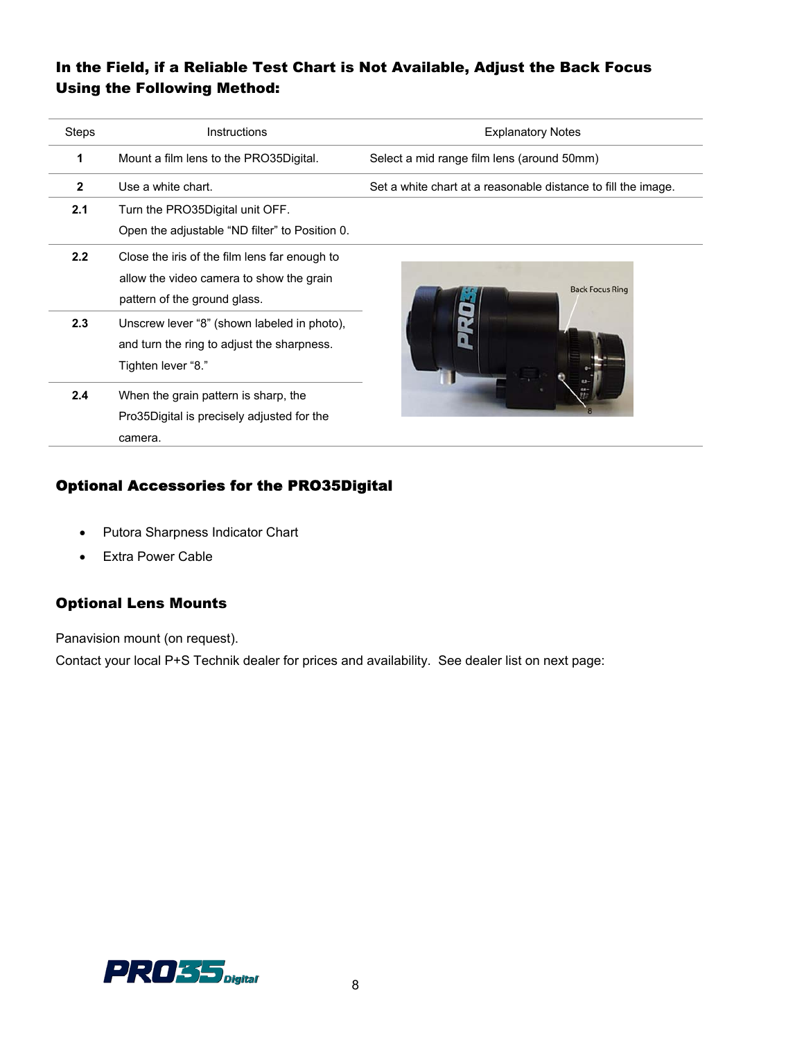### In the Field, if a Reliable Test Chart is Not Available, Adjust the Back Focus Using the Following Method:

| Steps | Instructions | Explanatory Notes |
|---|---|---|
| **1** | Mount a film lens to the PRO35Digital. | Select a mid range film lens (around 50mm) |
| **2** | Use a white chart. | Set a white chart at a reasonable distance to fill the image. |
| **2.1** | Turn the PRO35Digital unit OFF. Open the adjustable "ND filter" to Position 0. | |
| **2.2** | Close the iris of the film lens far enough to allow the video camera to show the grain pattern of the ground glass. | |
| **2.3** | Unscrew lever "8" (shown labeled in photo), and turn the ring to adjust the sharpness. Tighten lever "8." | |
| **2.4** | When the grain pattern is sharp, the Pro35Digital is precisely adjusted for the camera. | |

### Optional Accessories for the PRO35Digital

- Putora Sharpness Indicator Chart
- Extra Power Cable

### Optional Lens Mounts

Panavision mount (on request).
Contact your local P+S Technik dealer for prices and availability. See dealer list on next page: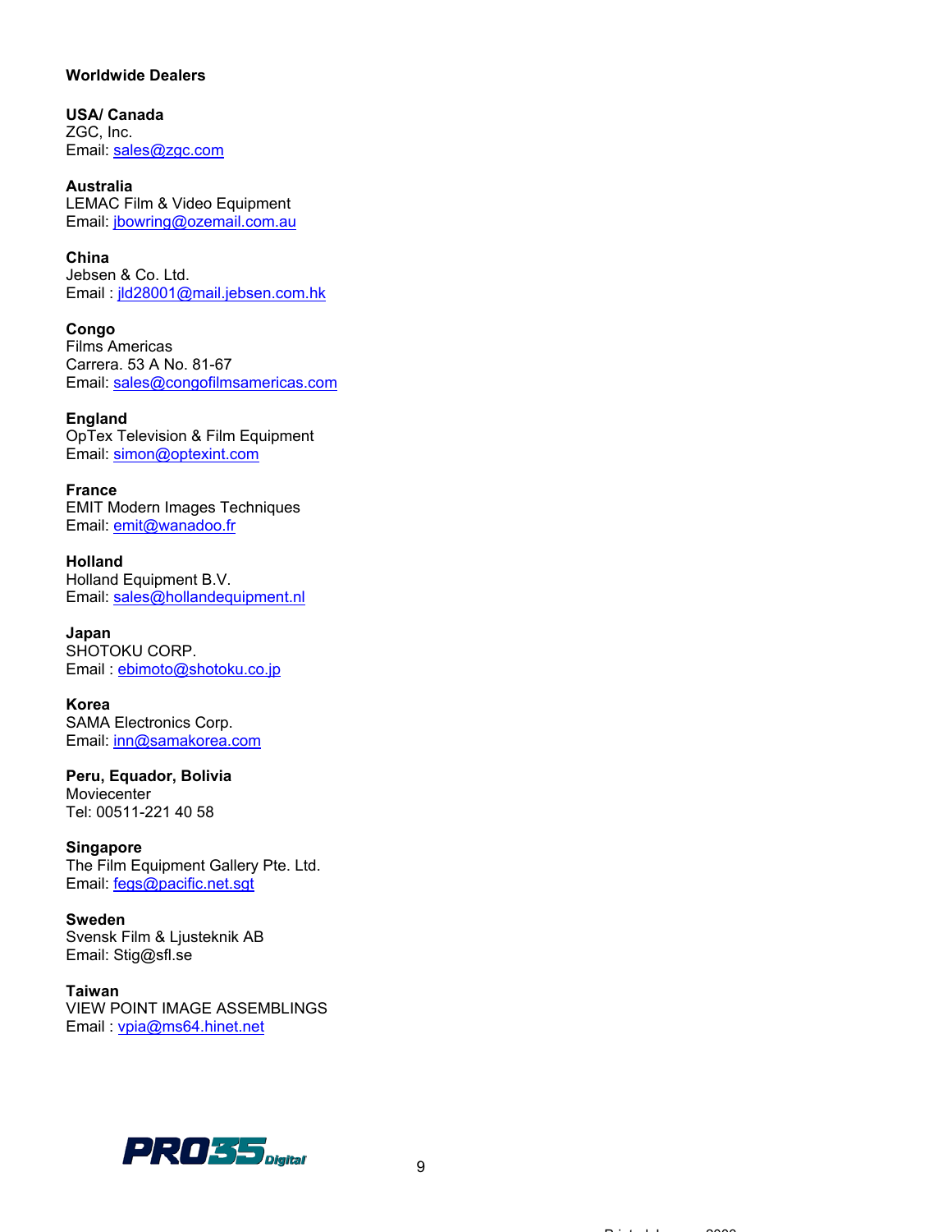**Worldwide Dealers**

**USA/ Canada**
ZGC, Inc.
Email: sales@zgc.com

**Australia**
LEMAC Film & Video Equipment
Email: jbowring@ozemail.com.au

**China**
Jebsen & Co. Ltd.
Email : jld28001@mail.jebsen.com.hk

**Congo**
Films Americas
Carrera. 53 A No. 81-67
Email: sales@congofilmsamericas.com

**England**
OpTex Television & Film Equipment
Email: simon@optexint.com

**France**
EMIT Modern Images Techniques
Email: emit@wanadoo.fr

**Holland**
Holland Equipment B.V.
Email: sales@hollandequipment.nl

**Japan**
SHOTOKU CORP.
Email : ebimoto@shotoku.co.jp

**Korea**
SAMA Electronics Corp.
Email: inn@samakorea.com

**Peru, Equador, Bolivia**
Moviecenter
Tel: 00511-221 40 58

**Singapore**
The Film Equipment Gallery Pte. Ltd.
Email: fegs@pacific.net.sgt

**Sweden**
Svensk Film & Ljusteknik AB
Email: Stig@sfl.se

**Taiwan**
VIEW POINT IMAGE ASSEMBLINGS
Email : vpia@ms64.hinet.net